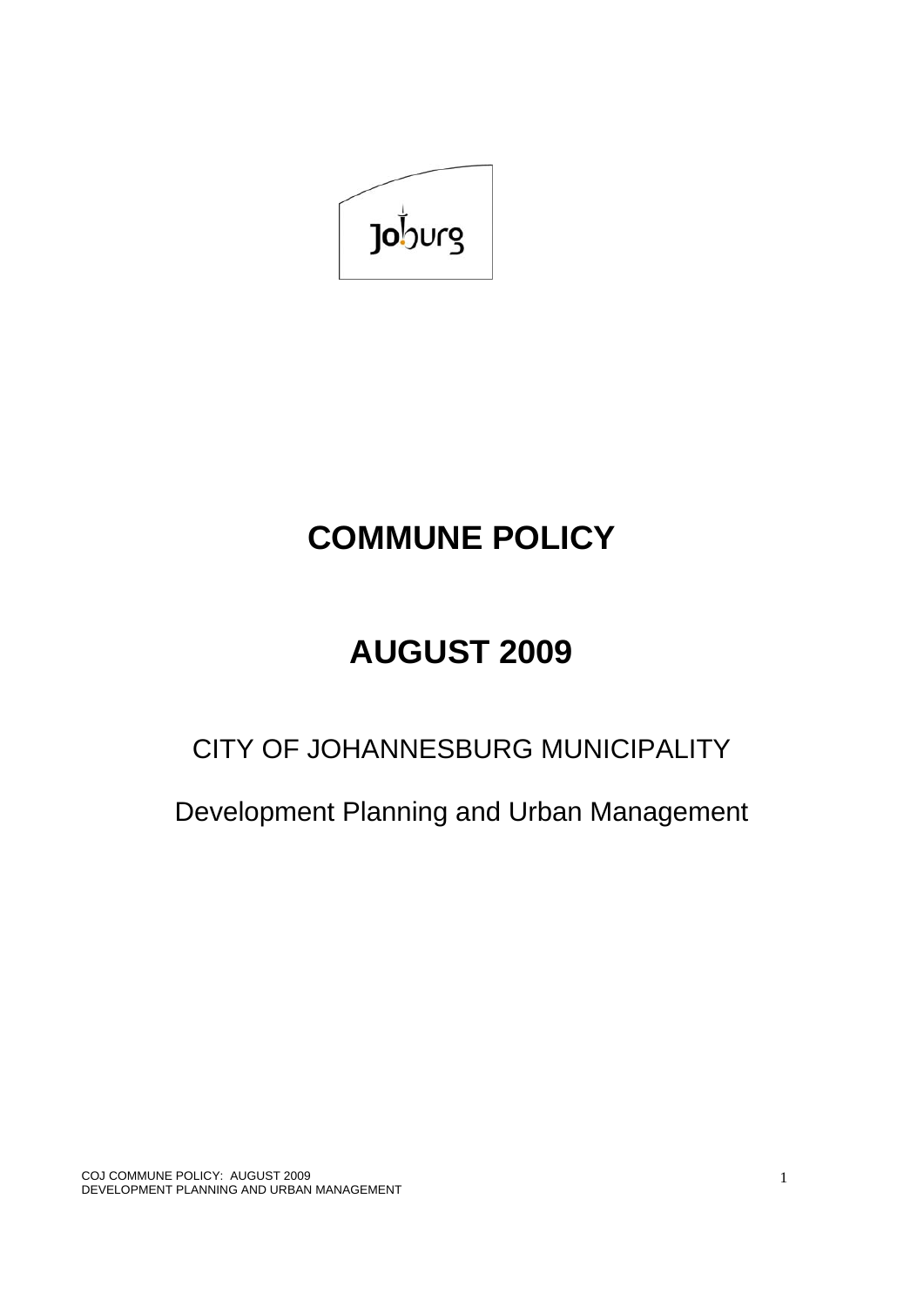# COMMUNE POLICY

# AUGUST 2009

CITY OF JOHANNESBURG MUNICIPALITY

Development Planning and Urban Management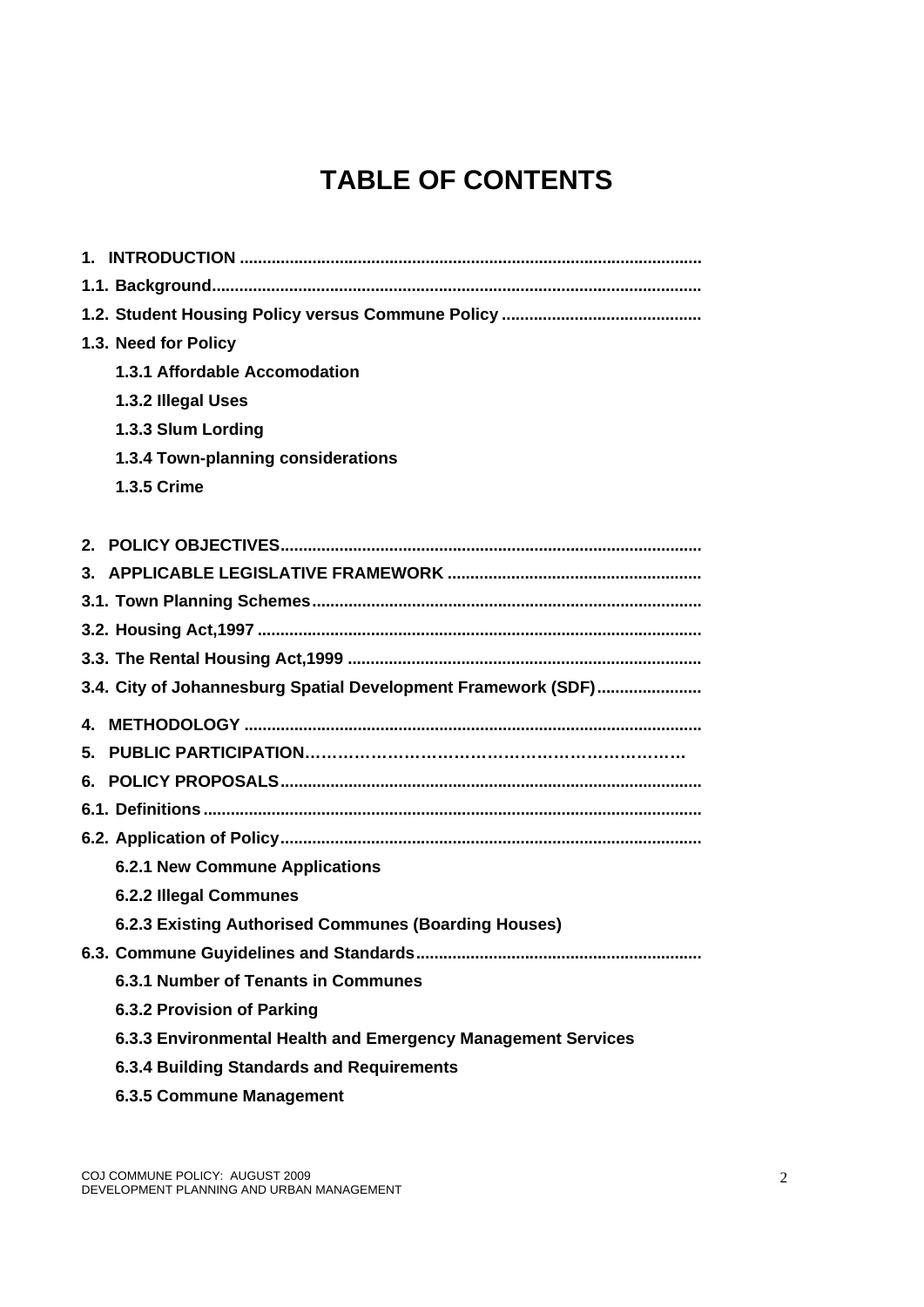# TABLE OF CONTENTS

**1. INTRODUCTION ....................................................................................................**

**1.1. Background..........................................................................................................**

**1.2. Student Housing Policy versus Commune Policy ...........................................**

**1.3. Need for Policy**

- **1.3.1 Affordable Accomodation**
- **1.3.2 Illegal Uses**
- **1.3.3 Slum Lording**
- **1.3.4 Town-planning considerations**
- **1.3.5 Crime**

**2. POLICY OBJECTIVES...........................................................................................**

**3. APPLICABLE LEGISLATIVE FRAMEWORK .......................................................**

**3.1. Town Planning Schemes....................................................................................**

**3.2. Housing Act,1997 ................................................................................................**

**3.3. The Rental Housing Act,1999 ............................................................................**

**3.4. City of Johannesburg Spatial Development Framework (SDF).......................**

**4. METHODOLOGY ...................................................................................................**

**5. PUBLIC PARTICIPATION……………………………………………………………….**

**6. POLICY PROPOSALS...........................................................................................**

**6.1. Definitions ............................................................................................................**

**6.2. Application of Policy...........................................................................................**

- **6.2.1 New Commune Applications**
- **6.2.2 Illegal Communes**
- **6.2.3 Existing Authorised Communes (Boarding Houses)**

**6.3. Commune Guyidelines and Standards.............................................................**

- **6.3.1 Number of Tenants in Communes**
- **6.3.2 Provision of Parking**
- **6.3.3 Environmental Health and Emergency Management Services**
- **6.3.4 Building Standards and Requirements**
- **6.3.5 Commune Management**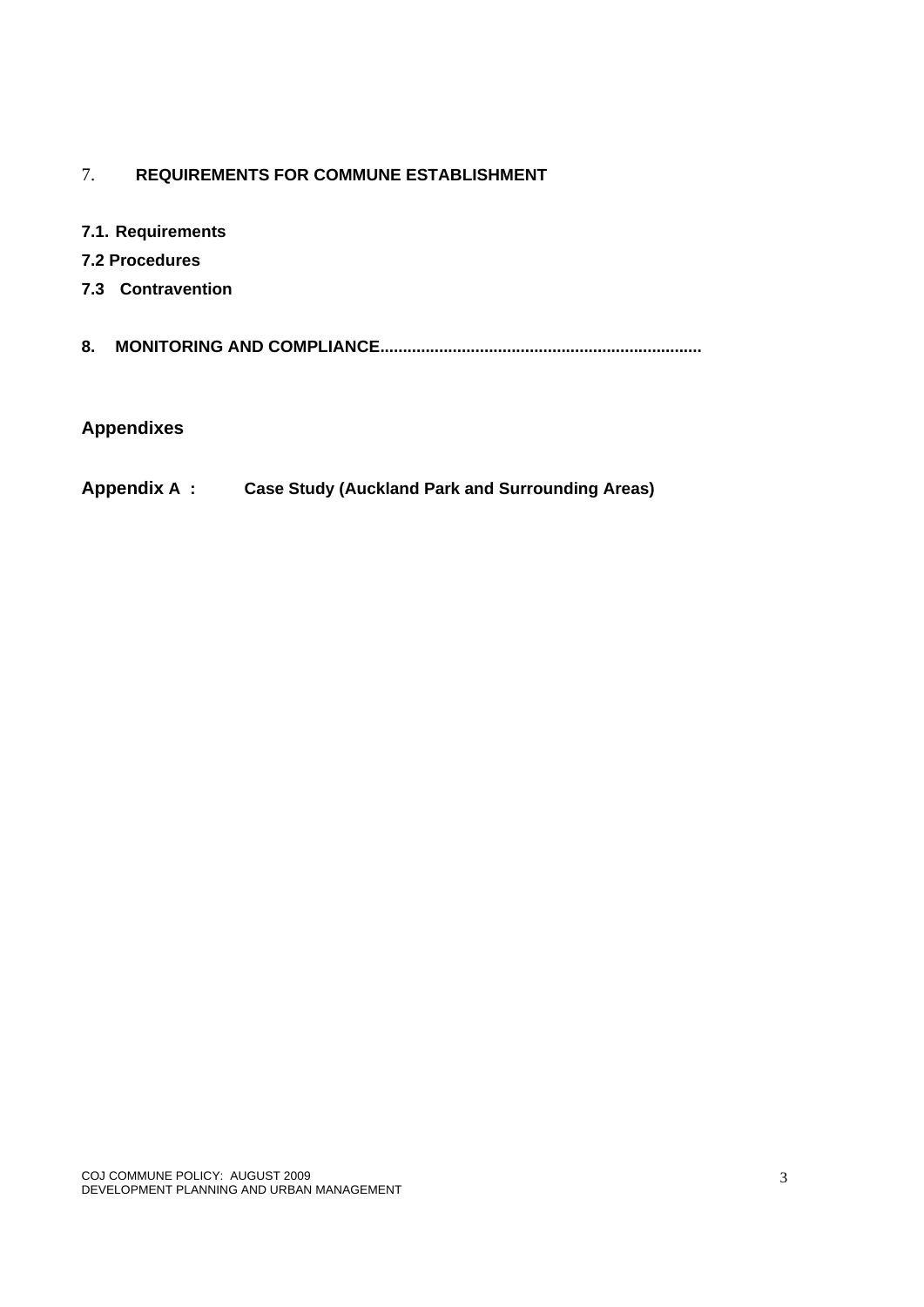7. **REQUIREMENTS FOR COMMUNE ESTABLISHMENT**

**7.1. Requirements**

**7.2 Procedures**

**7.3 Contravention**

**8. MONITORING AND COMPLIANCE.......................................................................**

## Appendixes

**Appendix A : Case Study (Auckland Park and Surrounding Areas)**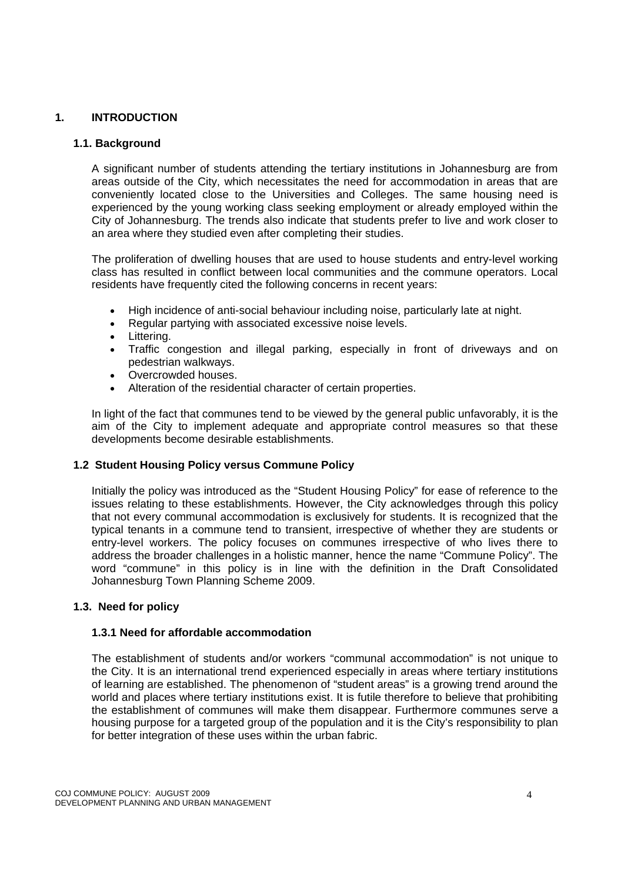# 1. INTRODUCTION

## 1.1. Background

A significant number of students attending the tertiary institutions in Johannesburg are from areas outside of the City, which necessitates the need for accommodation in areas that are conveniently located close to the Universities and Colleges. The same housing need is experienced by the young working class seeking employment or already employed within the City of Johannesburg. The trends also indicate that students prefer to live and work closer to an area where they studied even after completing their studies.

The proliferation of dwelling houses that are used to house students and entry-level working class has resulted in conflict between local communities and the commune operators. Local residents have frequently cited the following concerns in recent years:

- High incidence of anti-social behaviour including noise, particularly late at night.
- Regular partying with associated excessive noise levels.
- Littering.
- Traffic congestion and illegal parking, especially in front of driveways and on pedestrian walkways.
- Overcrowded houses.
- Alteration of the residential character of certain properties.

In light of the fact that communes tend to be viewed by the general public unfavorably, it is the aim of the City to implement adequate and appropriate control measures so that these developments become desirable establishments.

## 1.2 Student Housing Policy versus Commune Policy

Initially the policy was introduced as the "Student Housing Policy" for ease of reference to the issues relating to these establishments. However, the City acknowledges through this policy that not every communal accommodation is exclusively for students. It is recognized that the typical tenants in a commune tend to transient, irrespective of whether they are students or entry-level workers. The policy focuses on communes irrespective of who lives there to address the broader challenges in a holistic manner, hence the name "Commune Policy". The word "commune" in this policy is in line with the definition in the Draft Consolidated Johannesburg Town Planning Scheme 2009.

## 1.3. Need for policy

### 1.3.1 Need for affordable accommodation

The establishment of students and/or workers "communal accommodation" is not unique to the City. It is an international trend experienced especially in areas where tertiary institutions of learning are established. The phenomenon of "student areas" is a growing trend around the world and places where tertiary institutions exist. It is futile therefore to believe that prohibiting the establishment of communes will make them disappear. Furthermore communes serve a housing purpose for a targeted group of the population and it is the City's responsibility to plan for better integration of these uses within the urban fabric.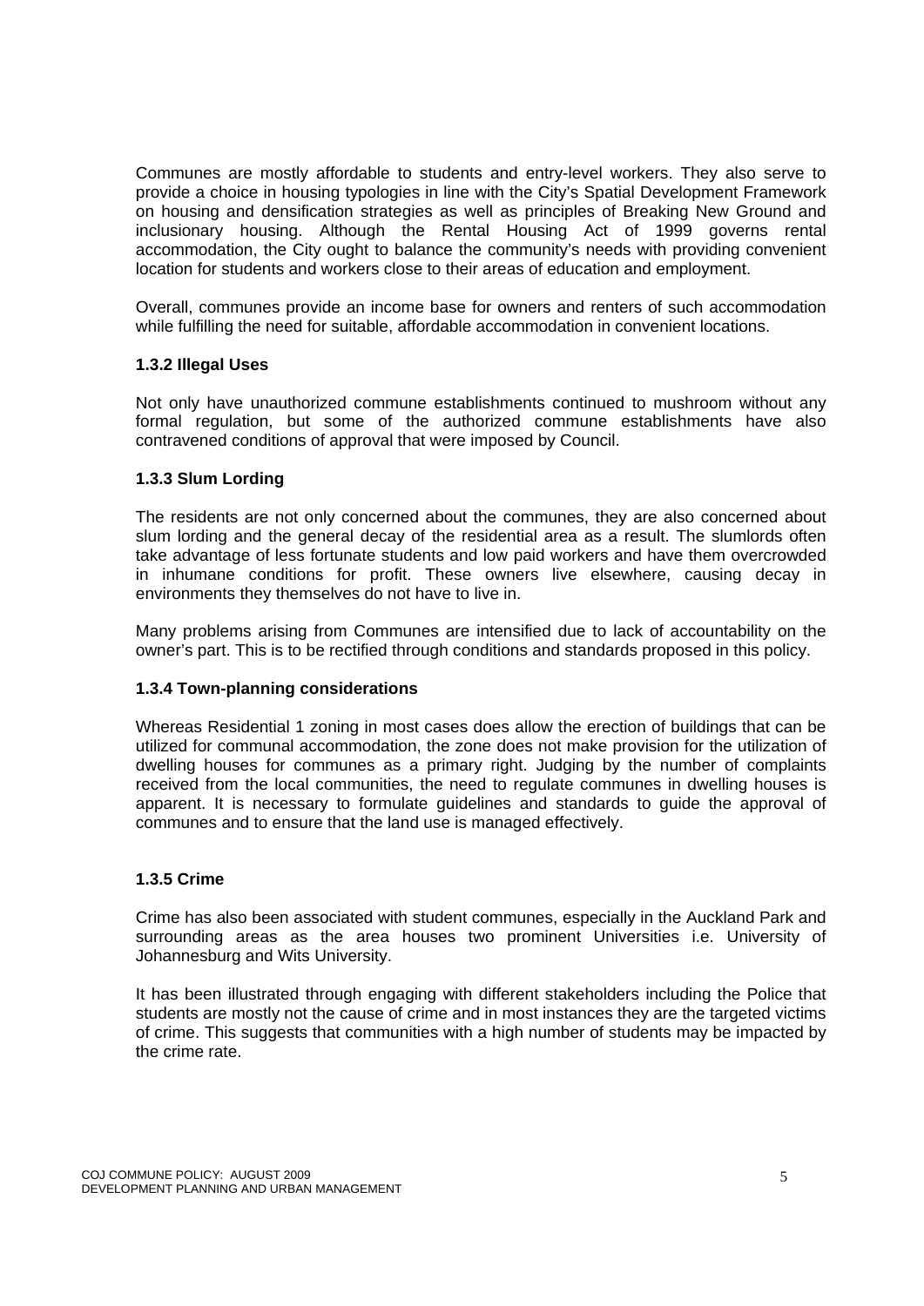Communes are mostly affordable to students and entry-level workers. They also serve to provide a choice in housing typologies in line with the City's Spatial Development Framework on housing and densification strategies as well as principles of Breaking New Ground and inclusionary housing. Although the Rental Housing Act of 1999 governs rental accommodation, the City ought to balance the community's needs with providing convenient location for students and workers close to their areas of education and employment.

Overall, communes provide an income base for owners and renters of such accommodation while fulfilling the need for suitable, affordable accommodation in convenient locations.

### 1.3.2 Illegal Uses

Not only have unauthorized commune establishments continued to mushroom without any formal regulation, but some of the authorized commune establishments have also contravened conditions of approval that were imposed by Council.

### 1.3.3 Slum Lording

The residents are not only concerned about the communes, they are also concerned about slum lording and the general decay of the residential area as a result. The slumlords often take advantage of less fortunate students and low paid workers and have them overcrowded in inhumane conditions for profit. These owners live elsewhere, causing decay in environments they themselves do not have to live in.

Many problems arising from Communes are intensified due to lack of accountability on the owner's part. This is to be rectified through conditions and standards proposed in this policy.

### 1.3.4 Town-planning considerations

Whereas Residential 1 zoning in most cases does allow the erection of buildings that can be utilized for communal accommodation, the zone does not make provision for the utilization of dwelling houses for communes as a primary right. Judging by the number of complaints received from the local communities, the need to regulate communes in dwelling houses is apparent. It is necessary to formulate guidelines and standards to guide the approval of communes and to ensure that the land use is managed effectively.

### 1.3.5 Crime

Crime has also been associated with student communes, especially in the Auckland Park and surrounding areas as the area houses two prominent Universities i.e. University of Johannesburg and Wits University.

It has been illustrated through engaging with different stakeholders including the Police that students are mostly not the cause of crime and in most instances they are the targeted victims of crime. This suggests that communities with a high number of students may be impacted by the crime rate.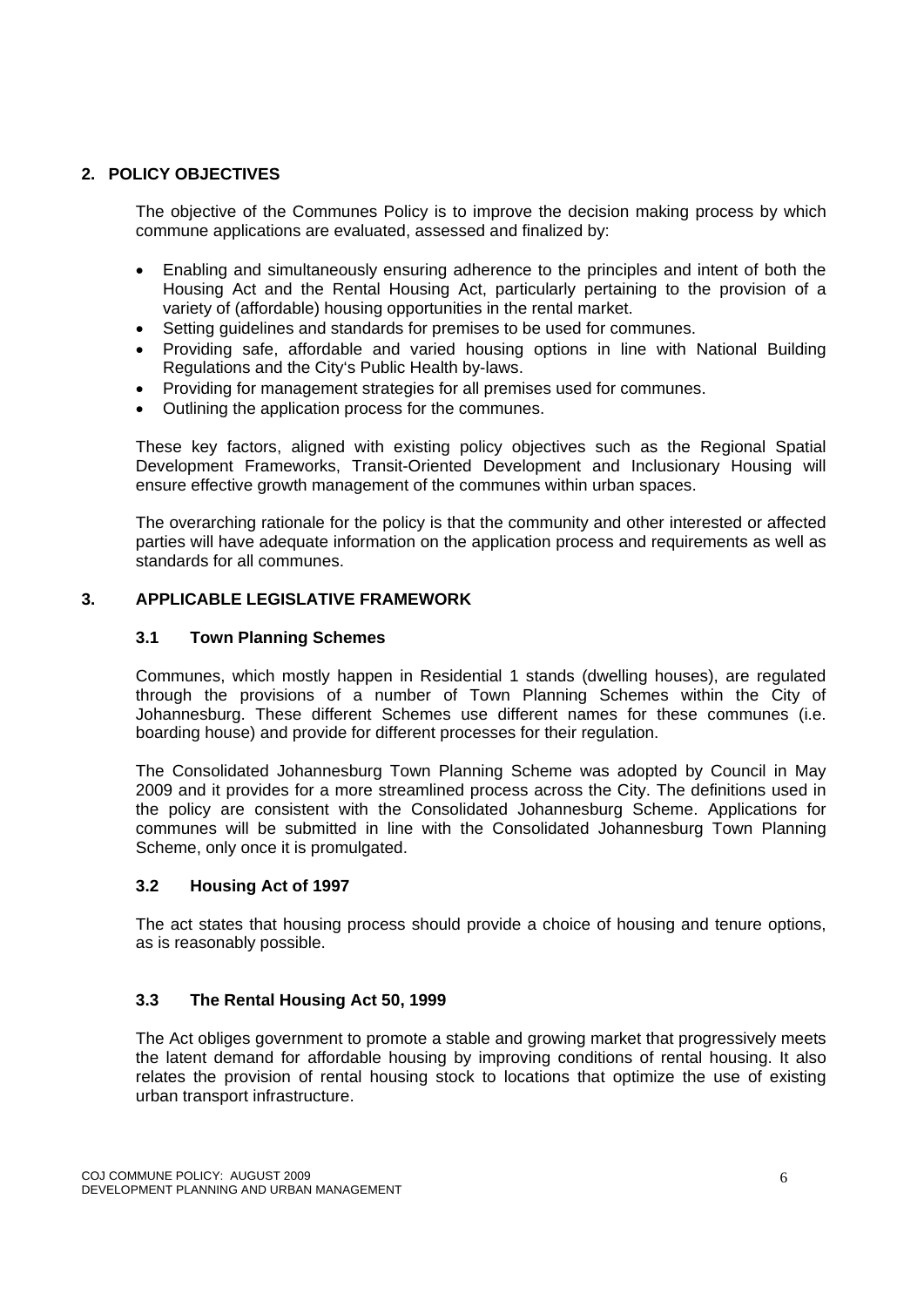## 2. POLICY OBJECTIVES

The objective of the Communes Policy is to improve the decision making process by which commune applications are evaluated, assessed and finalized by:

- Enabling and simultaneously ensuring adherence to the principles and intent of both the Housing Act and the Rental Housing Act, particularly pertaining to the provision of a variety of (affordable) housing opportunities in the rental market.
- Setting guidelines and standards for premises to be used for communes.
- Providing safe, affordable and varied housing options in line with National Building Regulations and the City's Public Health by-laws.
- Providing for management strategies for all premises used for communes.
- Outlining the application process for the communes.

These key factors, aligned with existing policy objectives such as the Regional Spatial Development Frameworks, Transit-Oriented Development and Inclusionary Housing will ensure effective growth management of the communes within urban spaces.

The overarching rationale for the policy is that the community and other interested or affected parties will have adequate information on the application process and requirements as well as standards for all communes.

## 3. APPLICABLE LEGISLATIVE FRAMEWORK

### 3.1 Town Planning Schemes

Communes, which mostly happen in Residential 1 stands (dwelling houses), are regulated through the provisions of a number of Town Planning Schemes within the City of Johannesburg. These different Schemes use different names for these communes (i.e. boarding house) and provide for different processes for their regulation.

The Consolidated Johannesburg Town Planning Scheme was adopted by Council in May 2009 and it provides for a more streamlined process across the City. The definitions used in the policy are consistent with the Consolidated Johannesburg Scheme. Applications for communes will be submitted in line with the Consolidated Johannesburg Town Planning Scheme, only once it is promulgated.

### 3.2 Housing Act of 1997

The act states that housing process should provide a choice of housing and tenure options, as is reasonably possible.

### 3.3 The Rental Housing Act 50, 1999

The Act obliges government to promote a stable and growing market that progressively meets the latent demand for affordable housing by improving conditions of rental housing. It also relates the provision of rental housing stock to locations that optimize the use of existing urban transport infrastructure.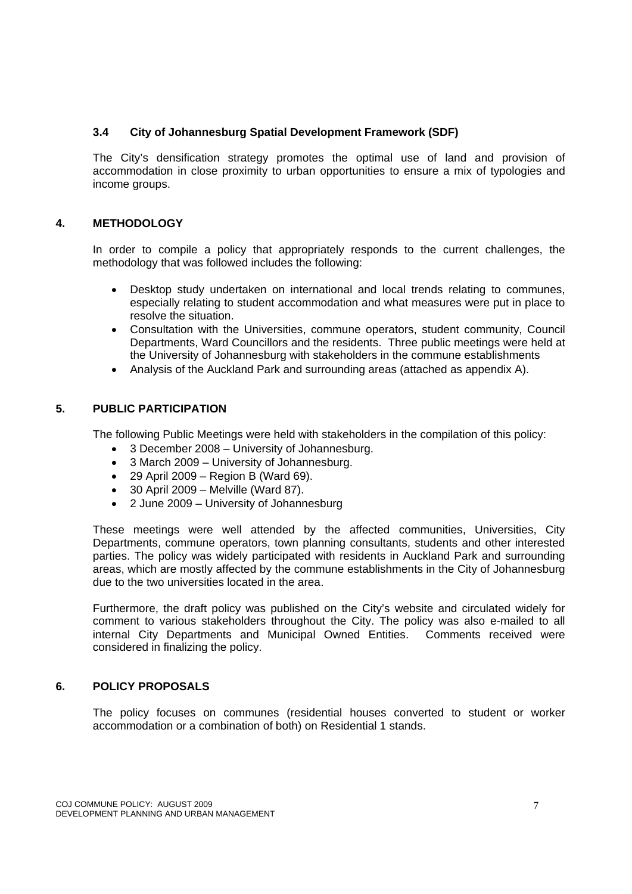### 3.4 City of Johannesburg Spatial Development Framework (SDF)

The City's densification strategy promotes the optimal use of land and provision of accommodation in close proximity to urban opportunities to ensure a mix of typologies and income groups.

## 4. METHODOLOGY

In order to compile a policy that appropriately responds to the current challenges, the methodology that was followed includes the following:

- Desktop study undertaken on international and local trends relating to communes, especially relating to student accommodation and what measures were put in place to resolve the situation.
- Consultation with the Universities, commune operators, student community, Council Departments, Ward Councillors and the residents. Three public meetings were held at the University of Johannesburg with stakeholders in the commune establishments
- Analysis of the Auckland Park and surrounding areas (attached as appendix A).

## 5. PUBLIC PARTICIPATION

The following Public Meetings were held with stakeholders in the compilation of this policy:

- 3 December 2008 – University of Johannesburg.
- 3 March 2009 – University of Johannesburg.
- 29 April 2009 – Region B (Ward 69).
- 30 April 2009 – Melville (Ward 87).
- 2 June 2009 – University of Johannesburg

These meetings were well attended by the affected communities, Universities, City Departments, commune operators, town planning consultants, students and other interested parties. The policy was widely participated with residents in Auckland Park and surrounding areas, which are mostly affected by the commune establishments in the City of Johannesburg due to the two universities located in the area.

Furthermore, the draft policy was published on the City's website and circulated widely for comment to various stakeholders throughout the City. The policy was also e-mailed to all internal City Departments and Municipal Owned Entities. Comments received were considered in finalizing the policy.

## 6. POLICY PROPOSALS

The policy focuses on communes (residential houses converted to student or worker accommodation or a combination of both) on Residential 1 stands.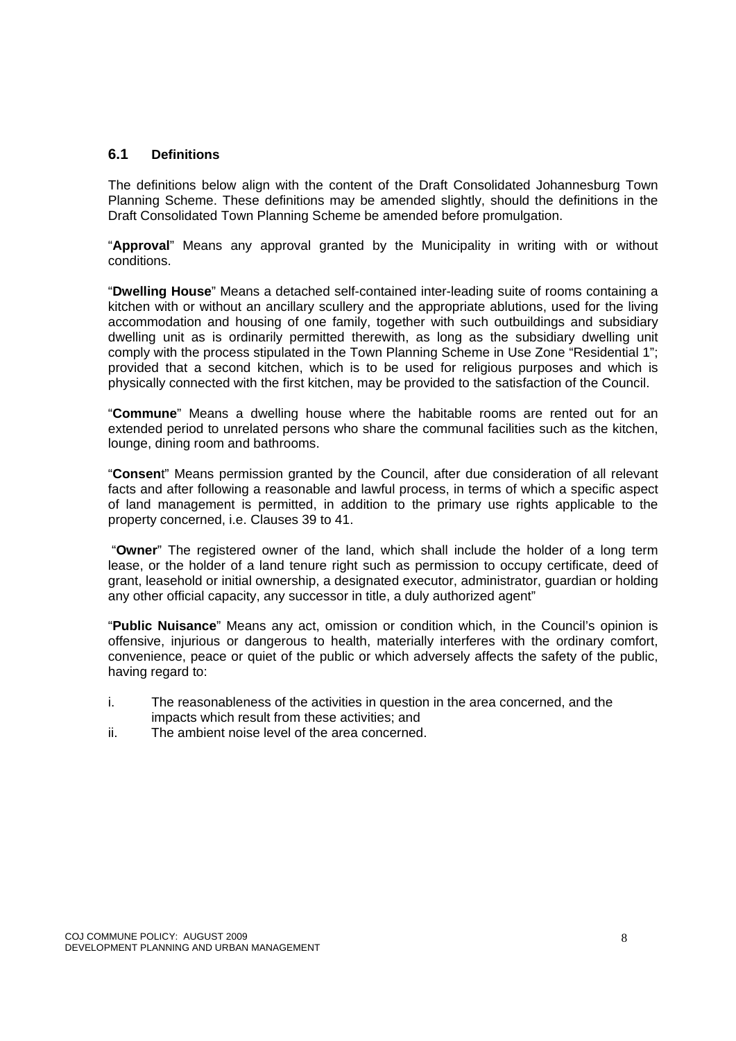## 6.1 Definitions

The definitions below align with the content of the Draft Consolidated Johannesburg Town Planning Scheme. These definitions may be amended slightly, should the definitions in the Draft Consolidated Town Planning Scheme be amended before promulgation.

"**Approval**" Means any approval granted by the Municipality in writing with or without conditions.

"**Dwelling House**" Means a detached self-contained inter-leading suite of rooms containing a kitchen with or without an ancillary scullery and the appropriate ablutions, used for the living accommodation and housing of one family, together with such outbuildings and subsidiary dwelling unit as is ordinarily permitted therewith, as long as the subsidiary dwelling unit comply with the process stipulated in the Town Planning Scheme in Use Zone "Residential 1"; provided that a second kitchen, which is to be used for religious purposes and which is physically connected with the first kitchen, may be provided to the satisfaction of the Council.

"**Commune**" Means a dwelling house where the habitable rooms are rented out for an extended period to unrelated persons who share the communal facilities such as the kitchen, lounge, dining room and bathrooms.

"**Consen**t" Means permission granted by the Council, after due consideration of all relevant facts and after following a reasonable and lawful process, in terms of which a specific aspect of land management is permitted, in addition to the primary use rights applicable to the property concerned, i.e. Clauses 39 to 41.

"**Owner**" The registered owner of the land, which shall include the holder of a long term lease, or the holder of a land tenure right such as permission to occupy certificate, deed of grant, leasehold or initial ownership, a designated executor, administrator, guardian or holding any other official capacity, any successor in title, a duly authorized agent"

"**Public Nuisance**" Means any act, omission or condition which, in the Council's opinion is offensive, injurious or dangerous to health, materially interferes with the ordinary comfort, convenience, peace or quiet of the public or which adversely affects the safety of the public, having regard to:

i. The reasonableness of the activities in question in the area concerned, and the impacts which result from these activities; and
ii. The ambient noise level of the area concerned.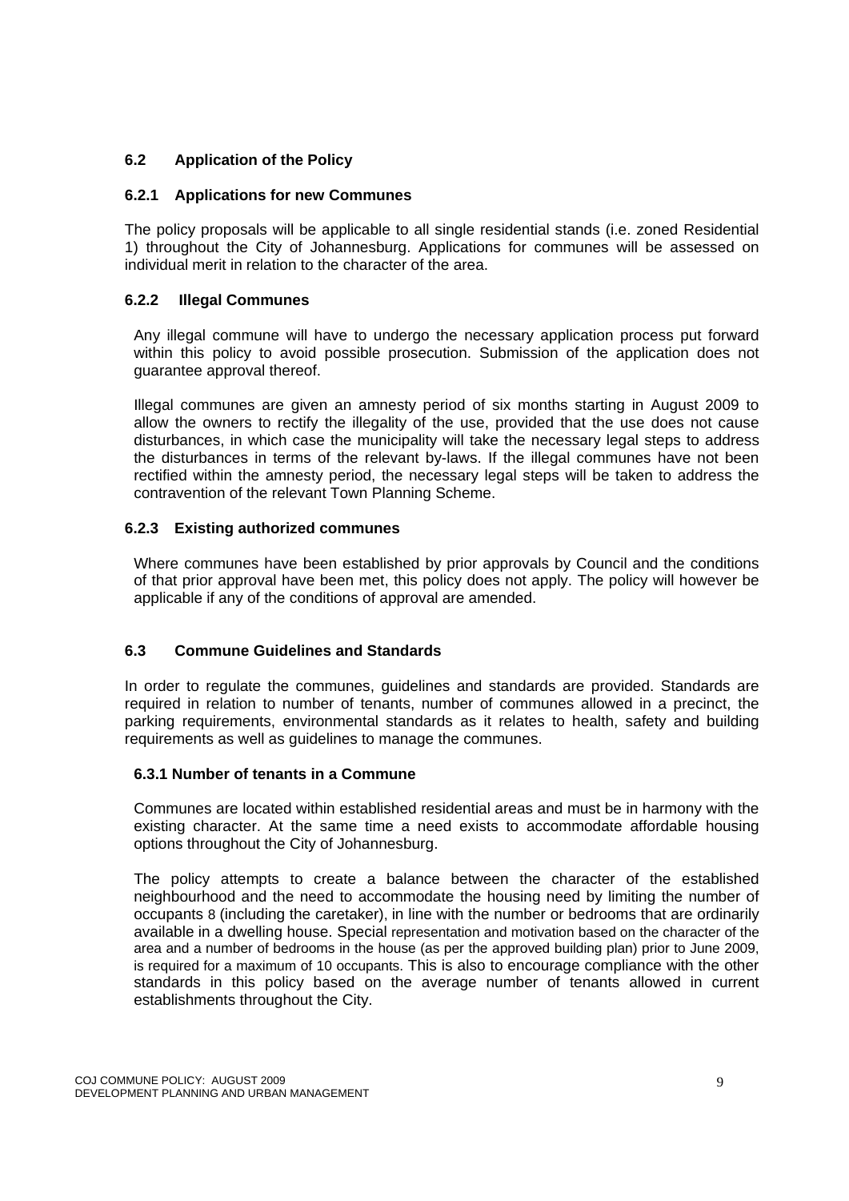### 6.2 Application of the Policy

#### 6.2.1 Applications for new Communes

The policy proposals will be applicable to all single residential stands (i.e. zoned Residential 1) throughout the City of Johannesburg. Applications for communes will be assessed on individual merit in relation to the character of the area.

#### 6.2.2 Illegal Communes

Any illegal commune will have to undergo the necessary application process put forward within this policy to avoid possible prosecution. Submission of the application does not guarantee approval thereof.

Illegal communes are given an amnesty period of six months starting in August 2009 to allow the owners to rectify the illegality of the use, provided that the use does not cause disturbances, in which case the municipality will take the necessary legal steps to address the disturbances in terms of the relevant by-laws. If the illegal communes have not been rectified within the amnesty period, the necessary legal steps will be taken to address the contravention of the relevant Town Planning Scheme.

#### 6.2.3 Existing authorized communes

Where communes have been established by prior approvals by Council and the conditions of that prior approval have been met, this policy does not apply. The policy will however be applicable if any of the conditions of approval are amended.

### 6.3 Commune Guidelines and Standards

In order to regulate the communes, guidelines and standards are provided. Standards are required in relation to number of tenants, number of communes allowed in a precinct, the parking requirements, environmental standards as it relates to health, safety and building requirements as well as guidelines to manage the communes.

#### 6.3.1 Number of tenants in a Commune

Communes are located within established residential areas and must be in harmony with the existing character. At the same time a need exists to accommodate affordable housing options throughout the City of Johannesburg.

The policy attempts to create a balance between the character of the established neighbourhood and the need to accommodate the housing need by limiting the number of occupants 8 (including the caretaker), in line with the number or bedrooms that are ordinarily available in a dwelling house. Special representation and motivation based on the character of the area and a number of bedrooms in the house (as per the approved building plan) prior to June 2009, is required for a maximum of 10 occupants. This is also to encourage compliance with the other standards in this policy based on the average number of tenants allowed in current establishments throughout the City.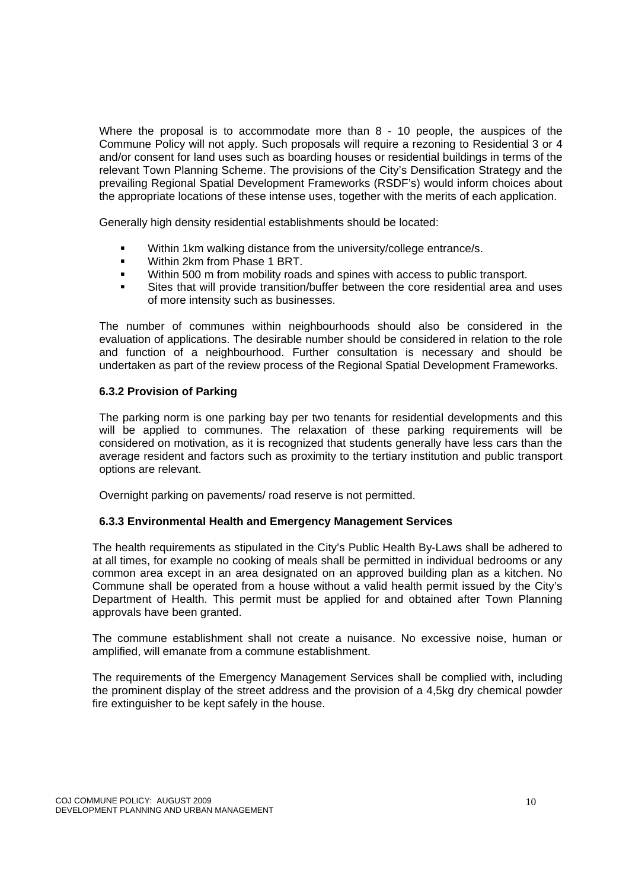Where the proposal is to accommodate more than 8 - 10 people, the auspices of the Commune Policy will not apply. Such proposals will require a rezoning to Residential 3 or 4 and/or consent for land uses such as boarding houses or residential buildings in terms of the relevant Town Planning Scheme. The provisions of the City's Densification Strategy and the prevailing Regional Spatial Development Frameworks (RSDF's) would inform choices about the appropriate locations of these intense uses, together with the merits of each application.

Generally high density residential establishments should be located:

- Within 1km walking distance from the university/college entrance/s.
- Within 2km from Phase 1 BRT.
- Within 500 m from mobility roads and spines with access to public transport.
- Sites that will provide transition/buffer between the core residential area and uses of more intensity such as businesses.

The number of communes within neighbourhoods should also be considered in the evaluation of applications. The desirable number should be considered in relation to the role and function of a neighbourhood. Further consultation is necessary and should be undertaken as part of the review process of the Regional Spatial Development Frameworks.

#### 6.3.2 Provision of Parking

The parking norm is one parking bay per two tenants for residential developments and this will be applied to communes. The relaxation of these parking requirements will be considered on motivation, as it is recognized that students generally have less cars than the average resident and factors such as proximity to the tertiary institution and public transport options are relevant.

Overnight parking on pavements/ road reserve is not permitted.

#### 6.3.3 Environmental Health and Emergency Management Services

The health requirements as stipulated in the City's Public Health By-Laws shall be adhered to at all times, for example no cooking of meals shall be permitted in individual bedrooms or any common area except in an area designated on an approved building plan as a kitchen. No Commune shall be operated from a house without a valid health permit issued by the City's Department of Health. This permit must be applied for and obtained after Town Planning approvals have been granted.

The commune establishment shall not create a nuisance. No excessive noise, human or amplified, will emanate from a commune establishment.

The requirements of the Emergency Management Services shall be complied with, including the prominent display of the street address and the provision of a 4,5kg dry chemical powder fire extinguisher to be kept safely in the house.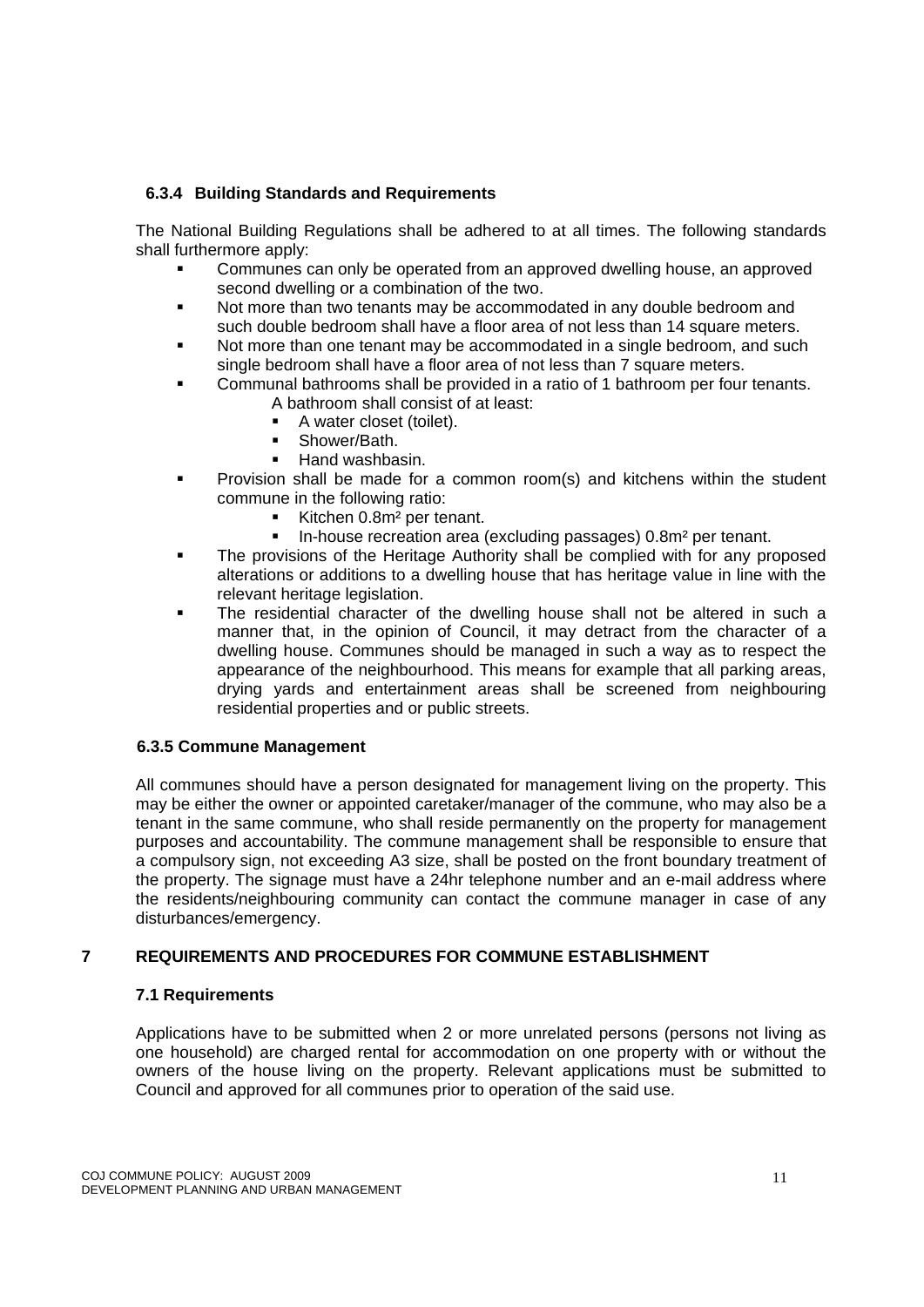#### 6.3.4 Building Standards and Requirements

The National Building Regulations shall be adhered to at all times. The following standards shall furthermore apply:

- Communes can only be operated from an approved dwelling house, an approved second dwelling or a combination of the two.
- Not more than two tenants may be accommodated in any double bedroom and such double bedroom shall have a floor area of not less than 14 square meters.
- Not more than one tenant may be accommodated in a single bedroom, and such single bedroom shall have a floor area of not less than 7 square meters.
- Communal bathrooms shall be provided in a ratio of 1 bathroom per four tenants. A bathroom shall consist of at least:
  - A water closet (toilet).
  - Shower/Bath.
  - Hand washbasin.
- Provision shall be made for a common room(s) and kitchens within the student commune in the following ratio:
  - Kitchen 0.8m² per tenant.
  - In-house recreation area (excluding passages) 0.8m² per tenant.
- The provisions of the Heritage Authority shall be complied with for any proposed alterations or additions to a dwelling house that has heritage value in line with the relevant heritage legislation.
- The residential character of the dwelling house shall not be altered in such a manner that, in the opinion of Council, it may detract from the character of a dwelling house. Communes should be managed in such a way as to respect the appearance of the neighbourhood. This means for example that all parking areas, drying yards and entertainment areas shall be screened from neighbouring residential properties and or public streets.

#### 6.3.5 Commune Management

All communes should have a person designated for management living on the property. This may be either the owner or appointed caretaker/manager of the commune, who may also be a tenant in the same commune, who shall reside permanently on the property for management purposes and accountability. The commune management shall be responsible to ensure that a compulsory sign, not exceeding A3 size, shall be posted on the front boundary treatment of the property. The signage must have a 24hr telephone number and an e-mail address where the residents/neighbouring community can contact the commune manager in case of any disturbances/emergency.

## 7 REQUIREMENTS AND PROCEDURES FOR COMMUNE ESTABLISHMENT

### 7.1 Requirements

Applications have to be submitted when 2 or more unrelated persons (persons not living as one household) are charged rental for accommodation on one property with or without the owners of the house living on the property. Relevant applications must be submitted to Council and approved for all communes prior to operation of the said use.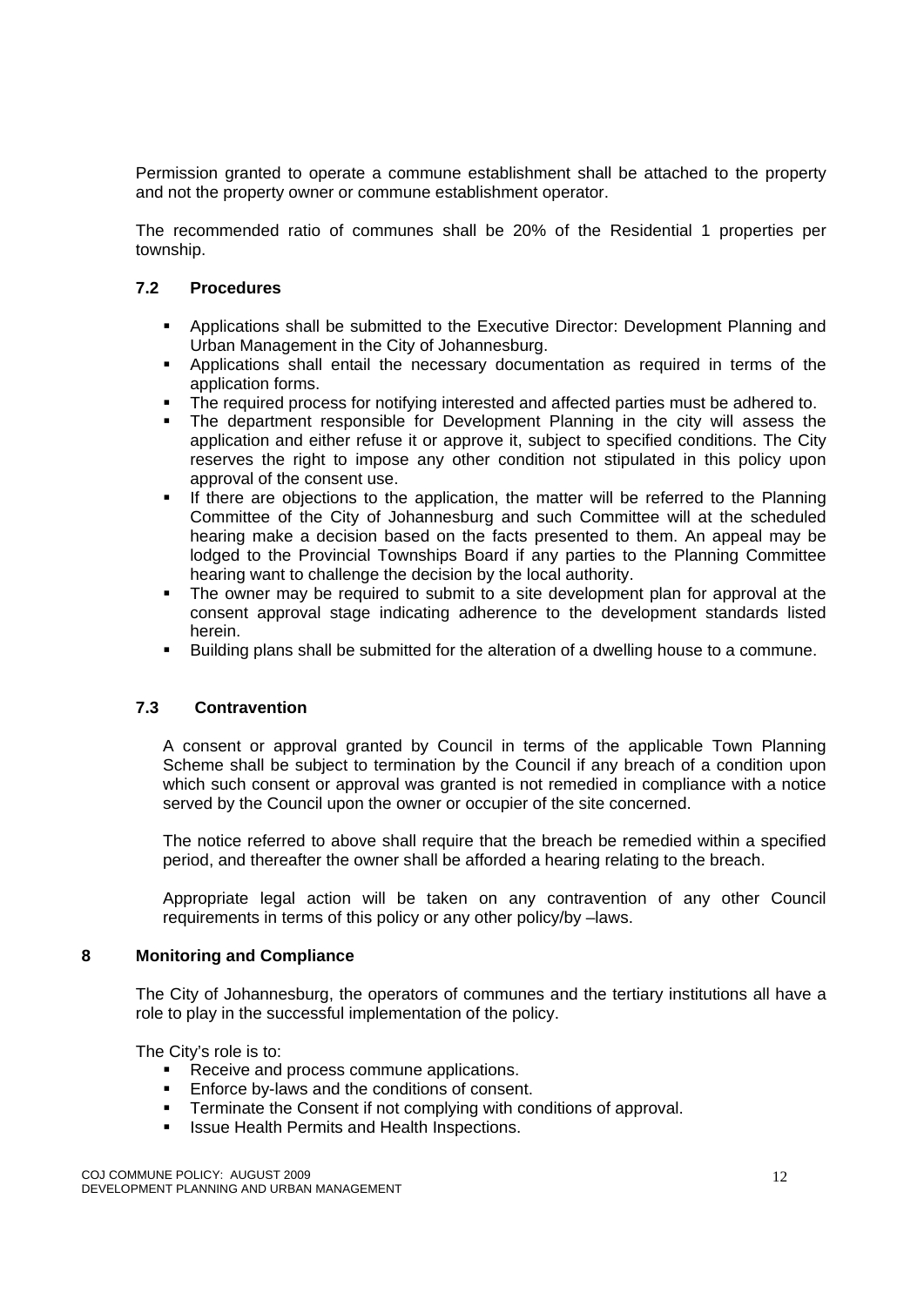Permission granted to operate a commune establishment shall be attached to the property and not the property owner or commune establishment operator.

The recommended ratio of communes shall be 20% of the Residential 1 properties per township.

### 7.2 Procedures

- Applications shall be submitted to the Executive Director: Development Planning and Urban Management in the City of Johannesburg.
- Applications shall entail the necessary documentation as required in terms of the application forms.
- The required process for notifying interested and affected parties must be adhered to.
- The department responsible for Development Planning in the city will assess the application and either refuse it or approve it, subject to specified conditions. The City reserves the right to impose any other condition not stipulated in this policy upon approval of the consent use.
- If there are objections to the application, the matter will be referred to the Planning Committee of the City of Johannesburg and such Committee will at the scheduled hearing make a decision based on the facts presented to them. An appeal may be lodged to the Provincial Townships Board if any parties to the Planning Committee hearing want to challenge the decision by the local authority.
- The owner may be required to submit to a site development plan for approval at the consent approval stage indicating adherence to the development standards listed herein.
- Building plans shall be submitted for the alteration of a dwelling house to a commune.

### 7.3 Contravention

A consent or approval granted by Council in terms of the applicable Town Planning Scheme shall be subject to termination by the Council if any breach of a condition upon which such consent or approval was granted is not remedied in compliance with a notice served by the Council upon the owner or occupier of the site concerned.

The notice referred to above shall require that the breach be remedied within a specified period, and thereafter the owner shall be afforded a hearing relating to the breach.

Appropriate legal action will be taken on any contravention of any other Council requirements in terms of this policy or any other policy/by –laws.

## 8 Monitoring and Compliance

The City of Johannesburg, the operators of communes and the tertiary institutions all have a role to play in the successful implementation of the policy.

The City's role is to:

- Receive and process commune applications.
- Enforce by-laws and the conditions of consent.
- Terminate the Consent if not complying with conditions of approval.
- Issue Health Permits and Health Inspections.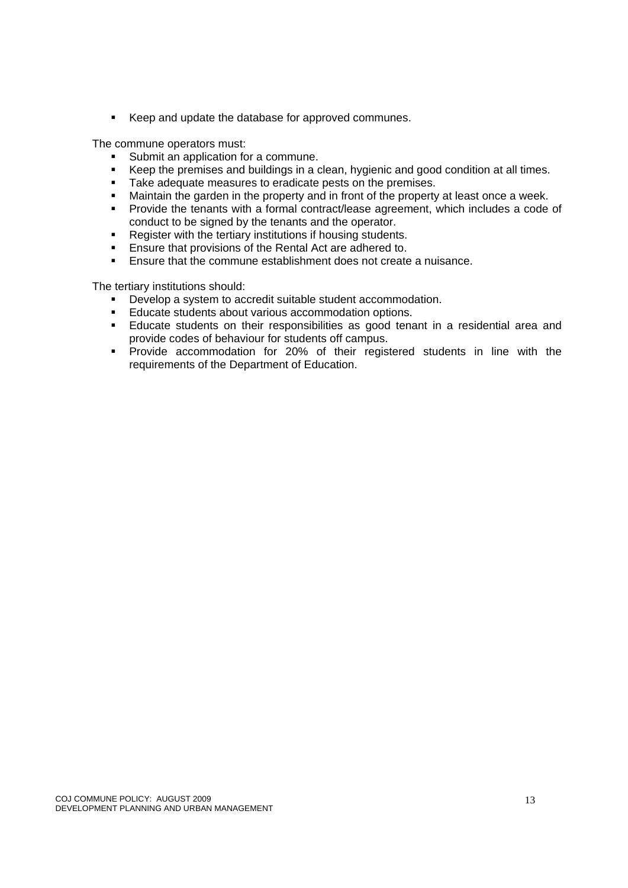- Keep and update the database for approved communes.

The commune operators must:

- Submit an application for a commune.
- Keep the premises and buildings in a clean, hygienic and good condition at all times.
- Take adequate measures to eradicate pests on the premises.
- Maintain the garden in the property and in front of the property at least once a week.
- Provide the tenants with a formal contract/lease agreement, which includes a code of conduct to be signed by the tenants and the operator.
- Register with the tertiary institutions if housing students.
- Ensure that provisions of the Rental Act are adhered to.
- Ensure that the commune establishment does not create a nuisance.

The tertiary institutions should:

- Develop a system to accredit suitable student accommodation.
- Educate students about various accommodation options.
- Educate students on their responsibilities as good tenant in a residential area and provide codes of behaviour for students off campus.
- Provide accommodation for 20% of their registered students in line with the requirements of the Department of Education.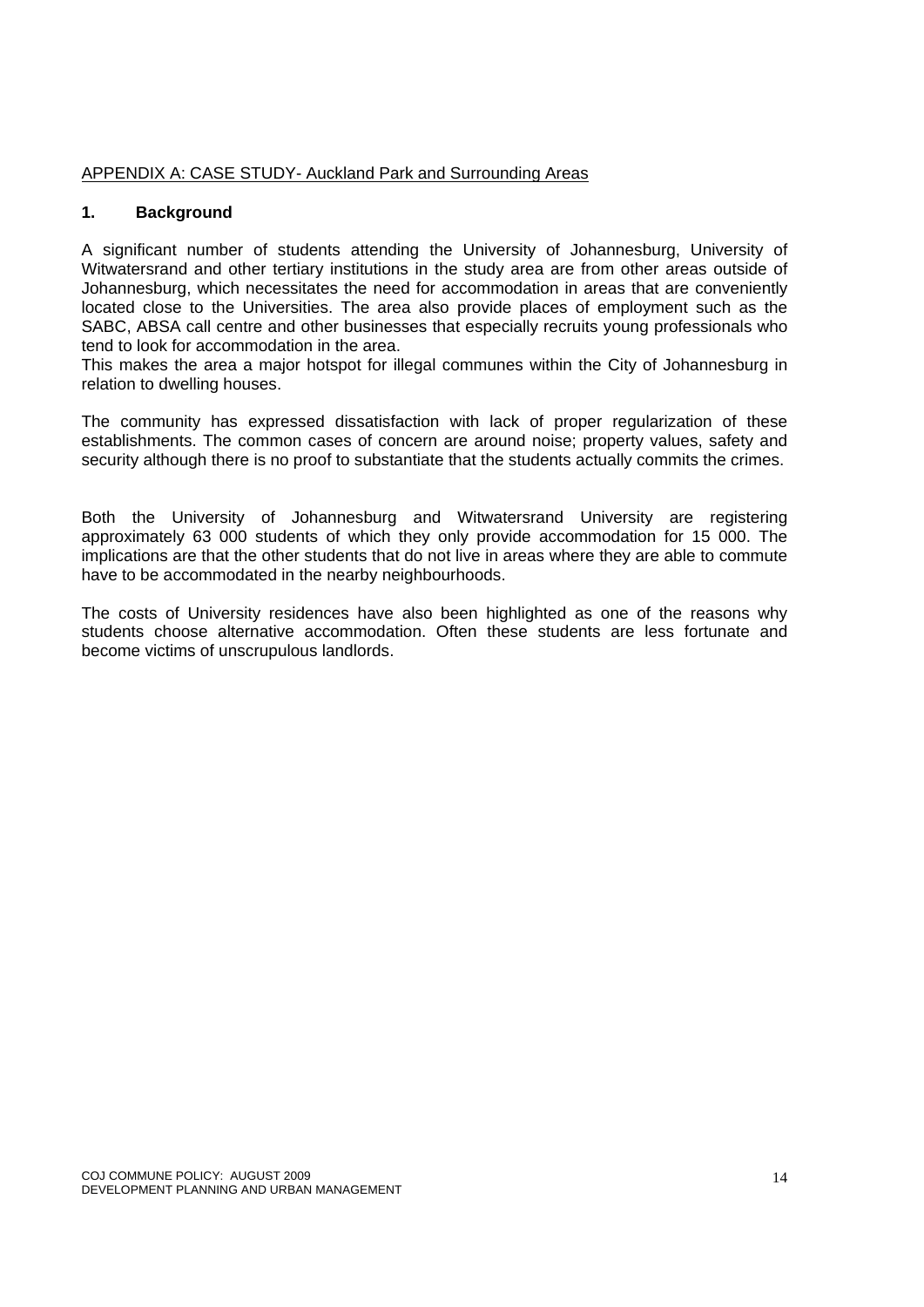APPENDIX A: CASE STUDY- Auckland Park and Surrounding Areas

## 1. Background

A significant number of students attending the University of Johannesburg, University of Witwatersrand and other tertiary institutions in the study area are from other areas outside of Johannesburg, which necessitates the need for accommodation in areas that are conveniently located close to the Universities. The area also provide places of employment such as the SABC, ABSA call centre and other businesses that especially recruits young professionals who tend to look for accommodation in the area.
This makes the area a major hotspot for illegal communes within the City of Johannesburg in relation to dwelling houses.

The community has expressed dissatisfaction with lack of proper regularization of these establishments. The common cases of concern are around noise; property values, safety and security although there is no proof to substantiate that the students actually commits the crimes.

Both the University of Johannesburg and Witwatersrand University are registering approximately 63 000 students of which they only provide accommodation for 15 000. The implications are that the other students that do not live in areas where they are able to commute have to be accommodated in the nearby neighbourhoods.

The costs of University residences have also been highlighted as one of the reasons why students choose alternative accommodation. Often these students are less fortunate and become victims of unscrupulous landlords.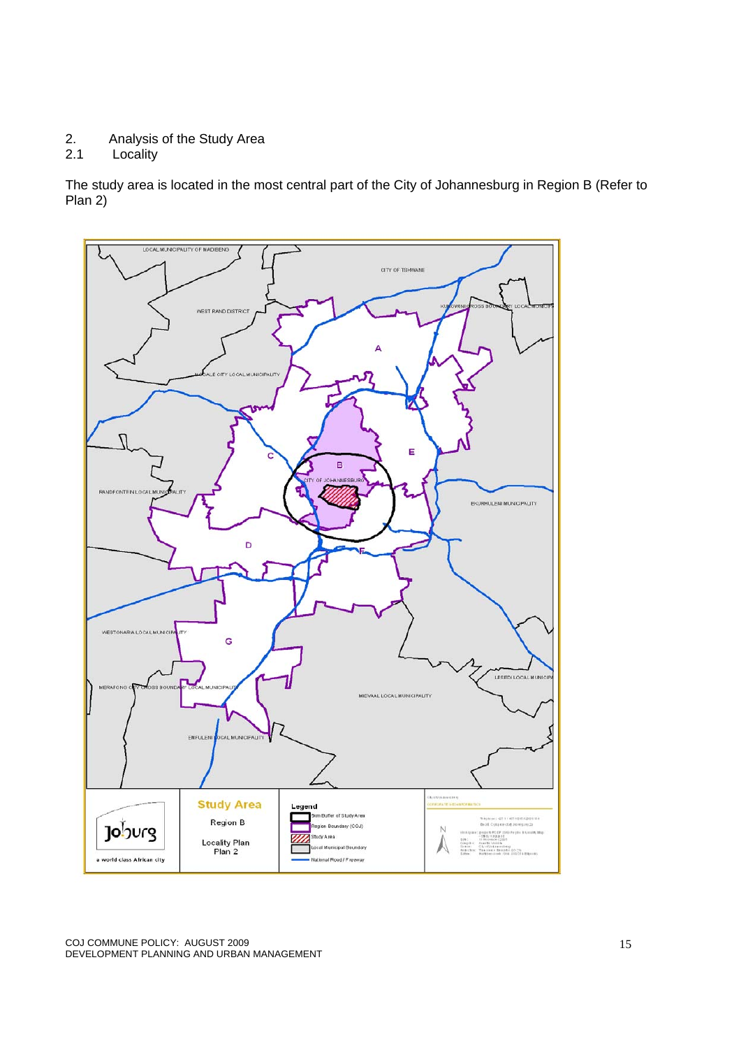## 2. Analysis of the Study Area

### 2.1 Locality

The study area is located in the most central part of the City of Johannesburg in Region B (Refer to Plan 2)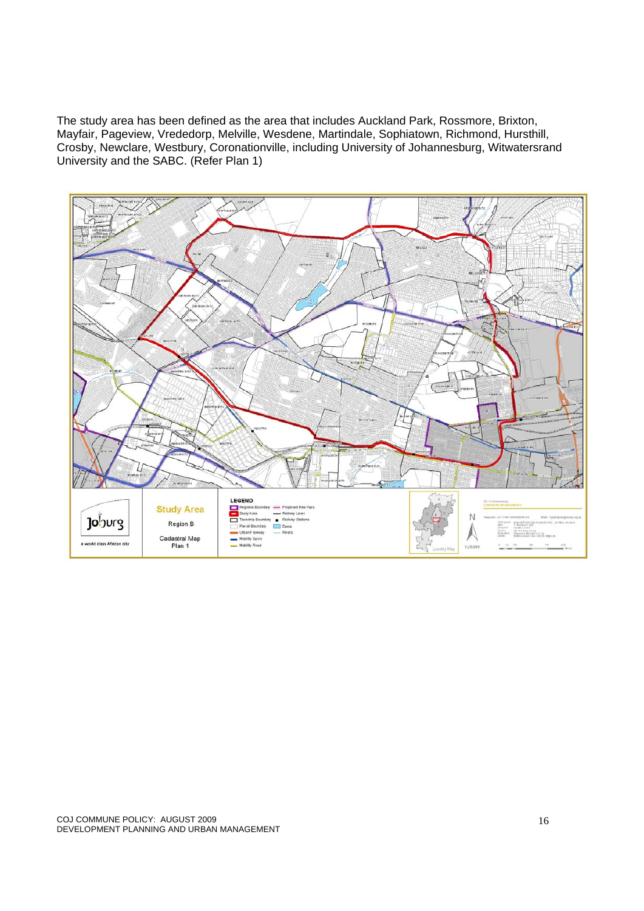The study area has been defined as the area that includes Auckland Park, Rossmore, Brixton, Mayfair, Pageview, Vrededorp, Melville, Wesdene, Martindale, Sophiatown, Richmond, Hursthill, Crosby, Newclare, Westbury, Coronationville, including University of Johannesburg, Witwatersrand University and the SABC. (Refer Plan 1)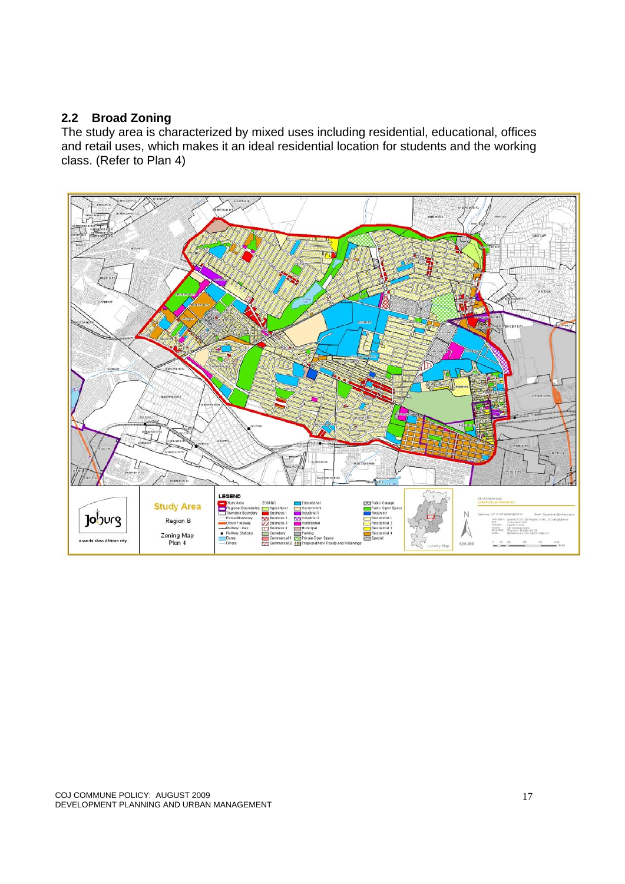## 2.2 Broad Zoning

The study area is characterized by mixed uses including residential, educational, offices and retail uses, which makes it an ideal residential location for students and the working class. (Refer to Plan 4)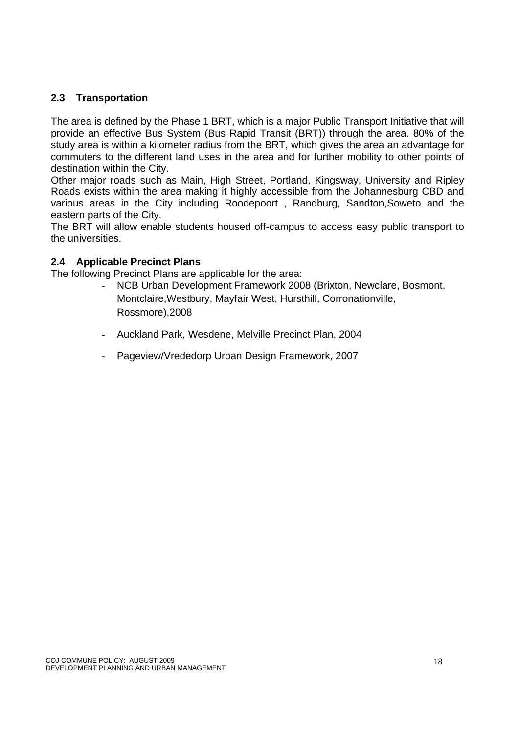### 2.3 Transportation

The area is defined by the Phase 1 BRT, which is a major Public Transport Initiative that will provide an effective Bus System (Bus Rapid Transit (BRT)) through the area. 80% of the study area is within a kilometer radius from the BRT, which gives the area an advantage for commuters to the different land uses in the area and for further mobility to other points of destination within the City.

Other major roads such as Main, High Street, Portland, Kingsway, University and Ripley Roads exists within the area making it highly accessible from the Johannesburg CBD and various areas in the City including Roodepoort , Randburg, Sandton,Soweto and the eastern parts of the City.

The BRT will allow enable students housed off-campus to access easy public transport to the universities.

### 2.4 Applicable Precinct Plans

The following Precinct Plans are applicable for the area:

- NCB Urban Development Framework 2008 (Brixton, Newclare, Bosmont, Montclaire,Westbury, Mayfair West, Hursthill, Corronationville, Rossmore),2008
- Auckland Park, Wesdene, Melville Precinct Plan, 2004
- Pageview/Vrededorp Urban Design Framework, 2007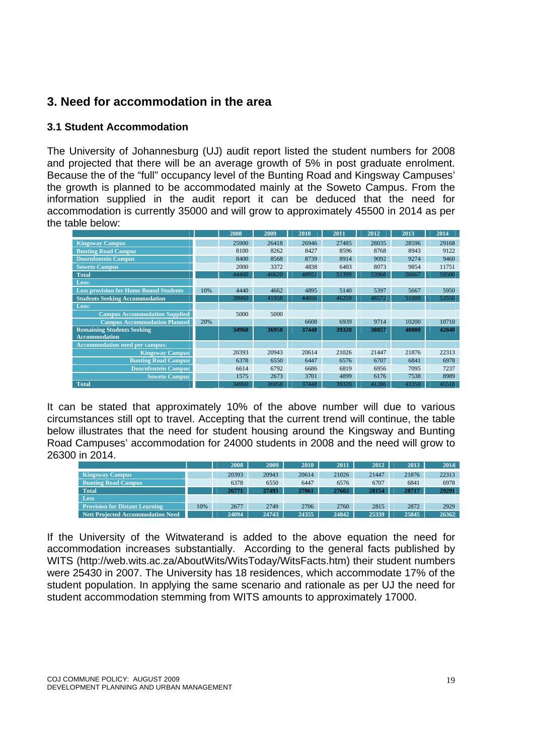## 3. Need for accommodation in the area

### 3.1 Student Accommodation

The University of Johannesburg (UJ) audit report listed the student numbers for 2008 and projected that there will be an average growth of 5% in post graduate enrolment. Because the of the "full" occupancy level of the Bunting Road and Kingsway Campuses' the growth is planned to be accommodated mainly at the Soweto Campus. From the information supplied in the audit report it can be deduced that the need for accommodation is currently 35000 and will grow to approximately 45500 in 2014 as per the table below:

| | | 2008 | 2009 | 2010 | 2011 | 2012 | 2013 | 2014 |
|---|---|---|---|---|---|---|---|---|
| Kingsway Campus | | 25900 | 26418 | 26946 | 27485 | 28035 | 28596 | 29168 |
| Bunting Road Campus | | 8100 | 8262 | 8427 | 8596 | 8768 | 8943 | 9122 |
| Doornfontein Campus | | 8400 | 8568 | 8739 | 8914 | 9092 | 9274 | 9460 |
| Soweto Campus | | 2000 | 3372 | 4838 | 6403 | 8073 | 9854 | 11751 |
| Total | | 44400 | 46620 | 48951 | 51399 | 53968 | 56667 | 59500 |
| Less: | | | | | | | | |
| Less provision for Home Bound Students | 10% | 4440 | 4662 | 4895 | 5140 | 5397 | 5667 | 5950 |
| Students Seeking Accommodation | | 39960 | 41958 | 44056 | 46259 | 48572 | 51000 | 53550 |
| Less: | | | | | | | | |
| Campus Accommodation Supplied | | 5000 | 5000 | | | | | |
| Campus Accommodation Planned | 20% | | | 6608 | 6939 | 9714 | 10200 | 10710 |
| Remaining Students Seeking Accommodation | | 34960 | 36958 | 37448 | 39320 | 38857 | 40800 | 42840 |
| Accommodation need per campus: | | | | | | | | |
| Kingsway Campus | | 20393 | 20943 | 20614 | 21026 | 21447 | 21876 | 22313 |
| Bunting Road Campus | | 6378 | 6550 | 6447 | 6576 | 6707 | 6841 | 6978 |
| Doornfontein Campus | | 6614 | 6792 | 6686 | 6819 | 6956 | 7095 | 7237 |
| Soweto Campus | | 1575 | 2673 | 3701 | 4899 | 6176 | 7538 | 8989 |
| Total | | 34960 | 36958 | 37448 | 39320 | 41286 | 43350 | 45518 |

It can be stated that approximately 10% of the above number will due to various circumstances still opt to travel. Accepting that the current trend will continue, the table below illustrates that the need for student housing around the Kingsway and Bunting Road Campuses' accommodation for 24000 students in 2008 and the need will grow to 26300 in 2014.

| | | 2008 | 2009 | 2010 | 2011 | 2012 | 2013 | 2014 |
|---|---|---|---|---|---|---|---|---|
| Kingsway Campus | | 20393 | 20943 | 20614 | 21026 | 21447 | 21876 | 22313 |
| Bunting Road Campus | | 6378 | 6550 | 6447 | 6576 | 6707 | 6841 | 6978 |
| Total | | 26771 | 27493 | 27061 | 27602 | 28154 | 28717 | 29291 |
| Less | | | | | | | | |
| Provision for Distant Learning | 10% | 2677 | 2749 | 2706 | 2760 | 2815 | 2872 | 2929 |
| Nett Projected Accommodation Need | | 24094 | 24743 | 24355 | 24842 | 25339 | 25845 | 26362 |

If the University of the Witwaterand is added to the above equation the need for accommodation increases substantially. According to the general facts published by WITS (http://web.wits.ac.za/AboutWits/WitsToday/WitsFacts.htm) their student numbers were 25430 in 2007. The University has 18 residences, which accommodate 17% of the student population. In applying the same scenario and rationale as per UJ the need for student accommodation stemming from WITS amounts to approximately 17000.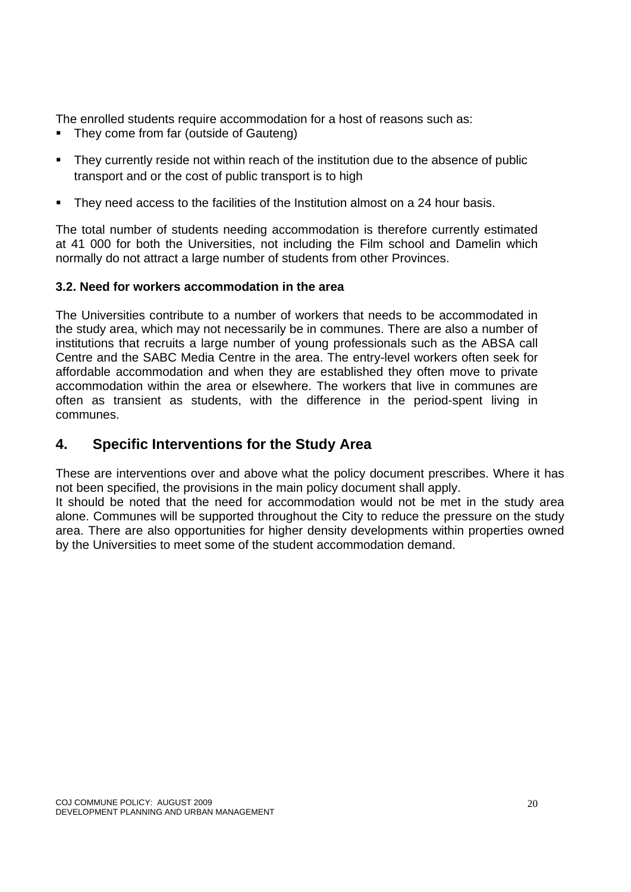The enrolled students require accommodation for a host of reasons such as:

- They come from far (outside of Gauteng)
- They currently reside not within reach of the institution due to the absence of public transport and or the cost of public transport is to high
- They need access to the facilities of the Institution almost on a 24 hour basis.

The total number of students needing accommodation is therefore currently estimated at 41 000 for both the Universities, not including the Film school and Damelin which normally do not attract a large number of students from other Provinces.

### 3.2. Need for workers accommodation in the area

The Universities contribute to a number of workers that needs to be accommodated in the study area, which may not necessarily be in communes. There are also a number of institutions that recruits a large number of young professionals such as the ABSA call Centre and the SABC Media Centre in the area. The entry-level workers often seek for affordable accommodation and when they are established they often move to private accommodation within the area or elsewhere. The workers that live in communes are often as transient as students, with the difference in the period-spent living in communes.

## 4. Specific Interventions for the Study Area

These are interventions over and above what the policy document prescribes. Where it has not been specified, the provisions in the main policy document shall apply.

It should be noted that the need for accommodation would not be met in the study area alone. Communes will be supported throughout the City to reduce the pressure on the study area. There are also opportunities for higher density developments within properties owned by the Universities to meet some of the student accommodation demand.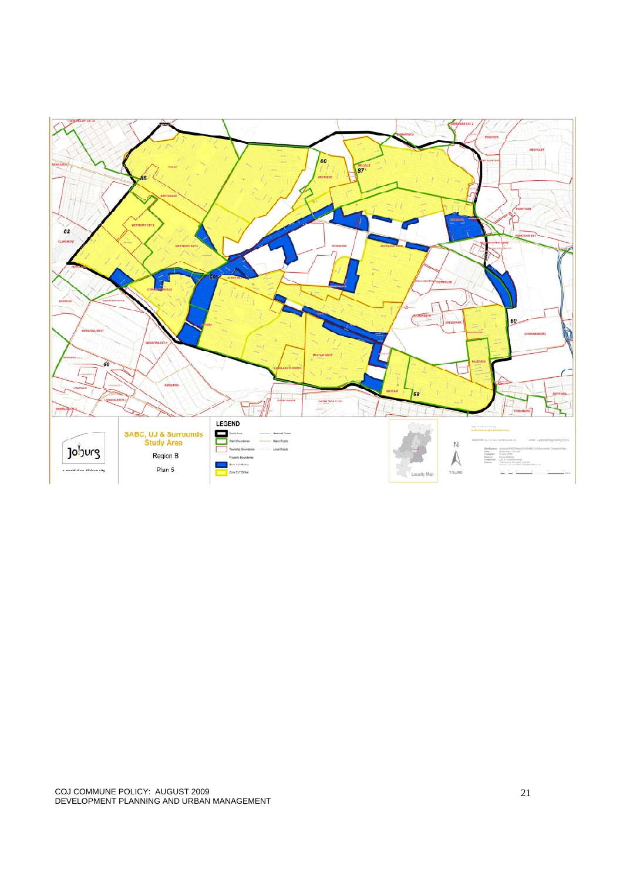SABC, UJ & Surrounds Study Area

Region B

Plan 5

LEGEND

- Study Area
- Ward Boundaries
- Township Boundaries
- Property Boundaries
- Zone 1 (198 Ha)
- Zone 2 (720 Ha)
- Freeway Roads
- Major Roads
- Local Roads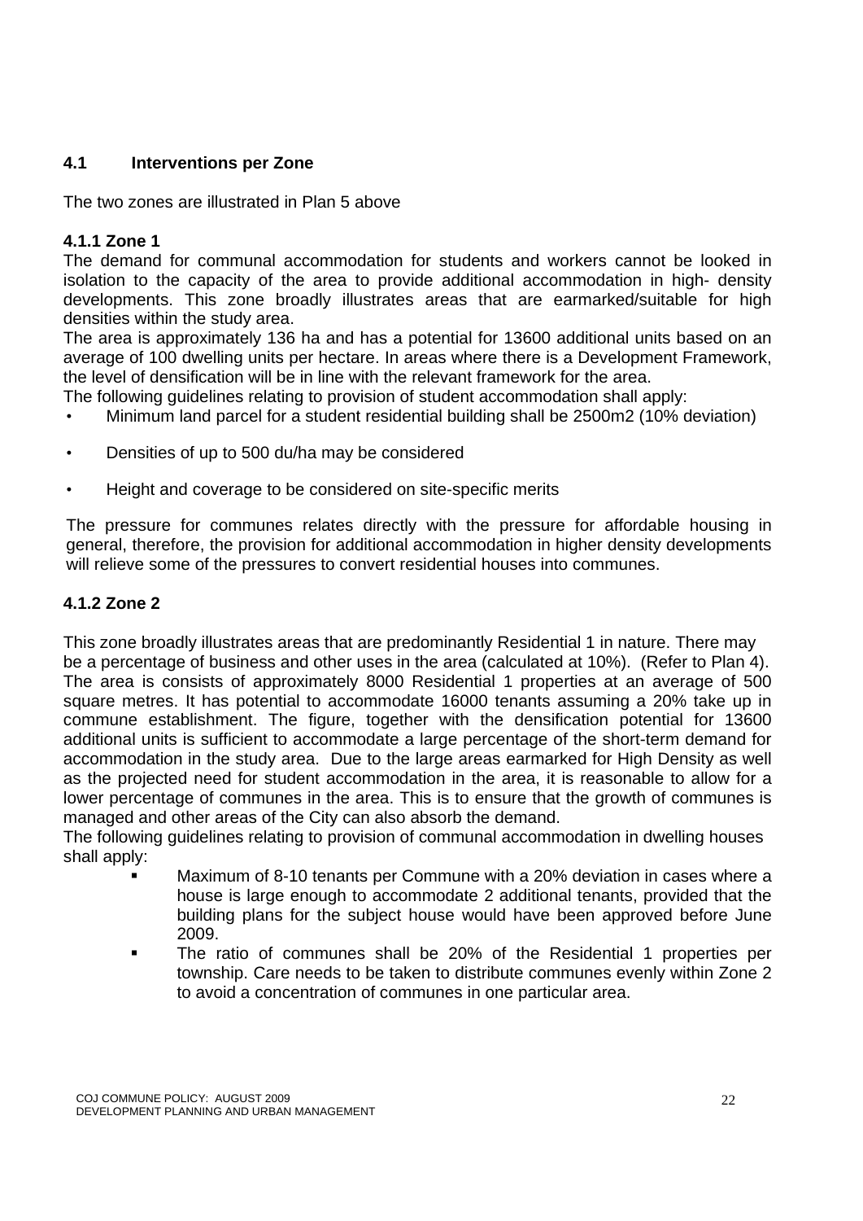## 4.1 Interventions per Zone

The two zones are illustrated in Plan 5 above

### 4.1.1 Zone 1

The demand for communal accommodation for students and workers cannot be looked in isolation to the capacity of the area to provide additional accommodation in high- density developments. This zone broadly illustrates areas that are earmarked/suitable for high densities within the study area.

The area is approximately 136 ha and has a potential for 13600 additional units based on an average of 100 dwelling units per hectare. In areas where there is a Development Framework, the level of densification will be in line with the relevant framework for the area.

The following guidelines relating to provision of student accommodation shall apply:

- Minimum land parcel for a student residential building shall be 2500m2 (10% deviation)
- Densities of up to 500 du/ha may be considered
- Height and coverage to be considered on site-specific merits

The pressure for communes relates directly with the pressure for affordable housing in general, therefore, the provision for additional accommodation in higher density developments will relieve some of the pressures to convert residential houses into communes.

### 4.1.2 Zone 2

This zone broadly illustrates areas that are predominantly Residential 1 in nature. There may be a percentage of business and other uses in the area (calculated at 10%). (Refer to Plan 4). The area is consists of approximately 8000 Residential 1 properties at an average of 500 square metres. It has potential to accommodate 16000 tenants assuming a 20% take up in commune establishment. The figure, together with the densification potential for 13600 additional units is sufficient to accommodate a large percentage of the short-term demand for accommodation in the study area. Due to the large areas earmarked for High Density as well as the projected need for student accommodation in the area, it is reasonable to allow for a lower percentage of communes in the area. This is to ensure that the growth of communes is managed and other areas of the City can also absorb the demand.

The following guidelines relating to provision of communal accommodation in dwelling houses shall apply:

- Maximum of 8-10 tenants per Commune with a 20% deviation in cases where a house is large enough to accommodate 2 additional tenants, provided that the building plans for the subject house would have been approved before June 2009.
- The ratio of communes shall be 20% of the Residential 1 properties per township. Care needs to be taken to distribute communes evenly within Zone 2 to avoid a concentration of communes in one particular area.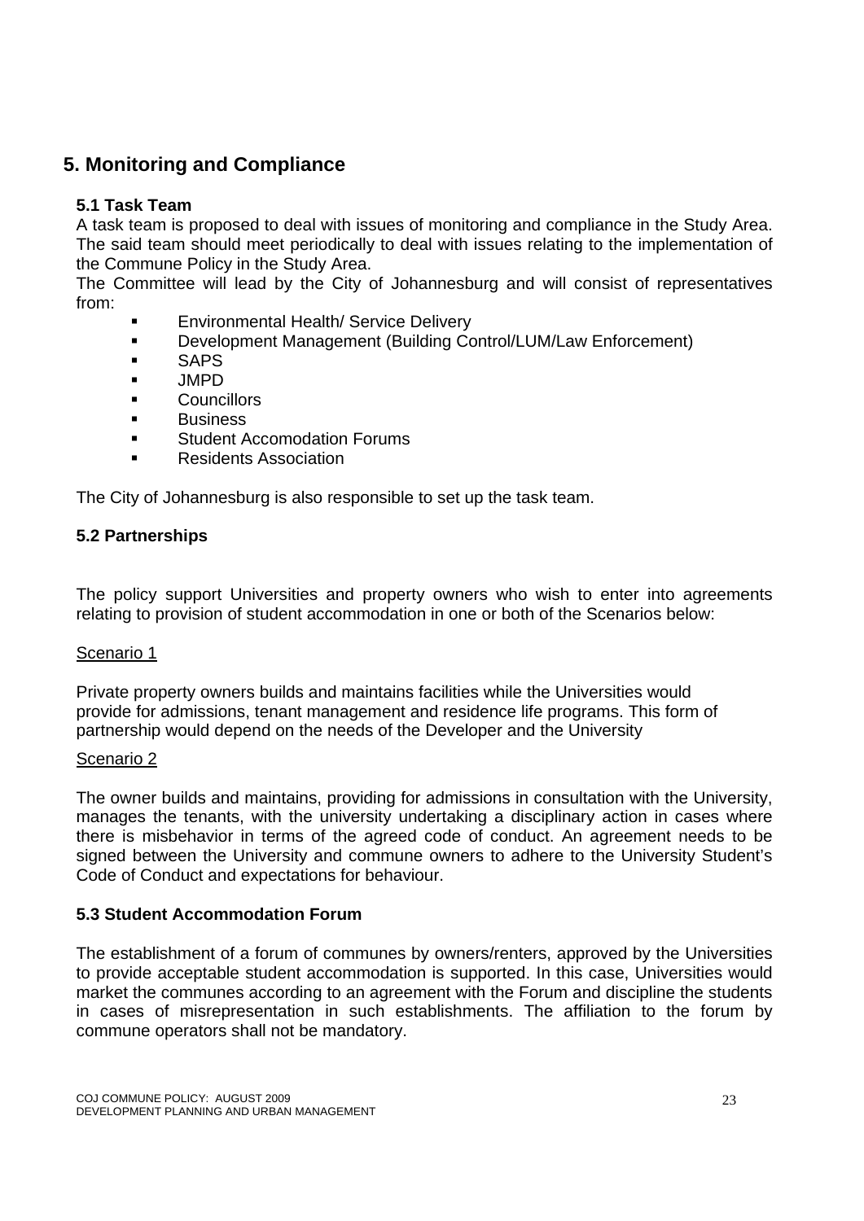## 5. Monitoring and Compliance

### 5.1 Task Team

A task team is proposed to deal with issues of monitoring and compliance in the Study Area. The said team should meet periodically to deal with issues relating to the implementation of the Commune Policy in the Study Area.

The Committee will lead by the City of Johannesburg and will consist of representatives from:

- Environmental Health/ Service Delivery
- Development Management (Building Control/LUM/Law Enforcement)
- SAPS
- JMPD
- Councillors
- Business
- Student Accomodation Forums
- Residents Association

The City of Johannesburg is also responsible to set up the task team.

### 5.2 Partnerships

The policy support Universities and property owners who wish to enter into agreements relating to provision of student accommodation in one or both of the Scenarios below:

<u>Scenario 1</u>

Private property owners builds and maintains facilities while the Universities would provide for admissions, tenant management and residence life programs. This form of partnership would depend on the needs of the Developer and the University

<u>Scenario 2</u>

The owner builds and maintains, providing for admissions in consultation with the University, manages the tenants, with the university undertaking a disciplinary action in cases where there is misbehavior in terms of the agreed code of conduct. An agreement needs to be signed between the University and commune owners to adhere to the University Student's Code of Conduct and expectations for behaviour.

### 5.3 Student Accommodation Forum

The establishment of a forum of communes by owners/renters, approved by the Universities to provide acceptable student accommodation is supported. In this case, Universities would market the communes according to an agreement with the Forum and discipline the students in cases of misrepresentation in such establishments. The affiliation to the forum by commune operators shall not be mandatory.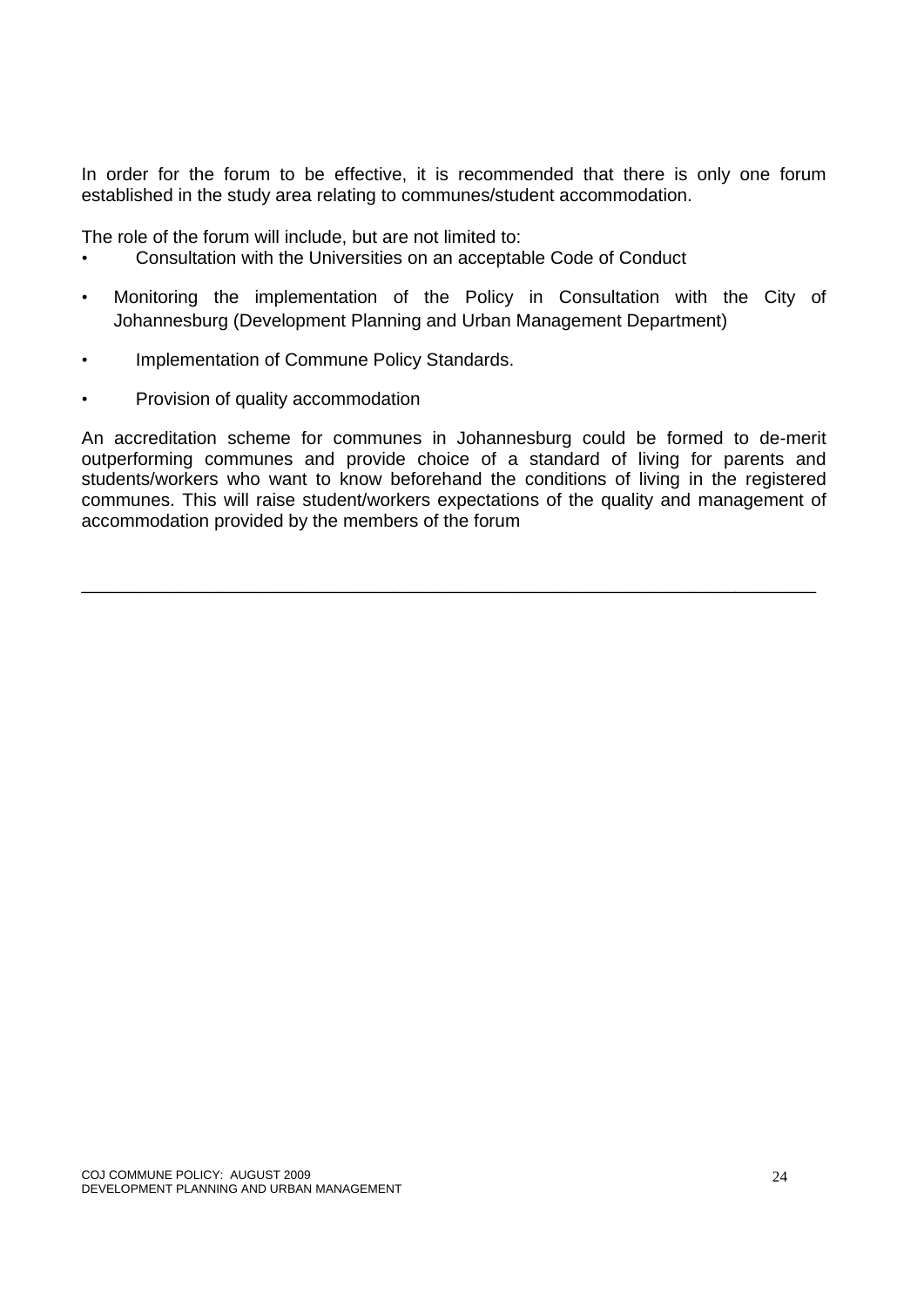In order for the forum to be effective, it is recommended that there is only one forum established in the study area relating to communes/student accommodation.

The role of the forum will include, but are not limited to:

- Consultation with the Universities on an acceptable Code of Conduct
- Monitoring the implementation of the Policy in Consultation with the City of Johannesburg (Development Planning and Urban Management Department)
- Implementation of Commune Policy Standards.
- Provision of quality accommodation

An accreditation scheme for communes in Johannesburg could be formed to de-merit outperforming communes and provide choice of a standard of living for parents and students/workers who want to know beforehand the conditions of living in the registered communes. This will raise student/workers expectations of the quality and management of accommodation provided by the members of the forum

---